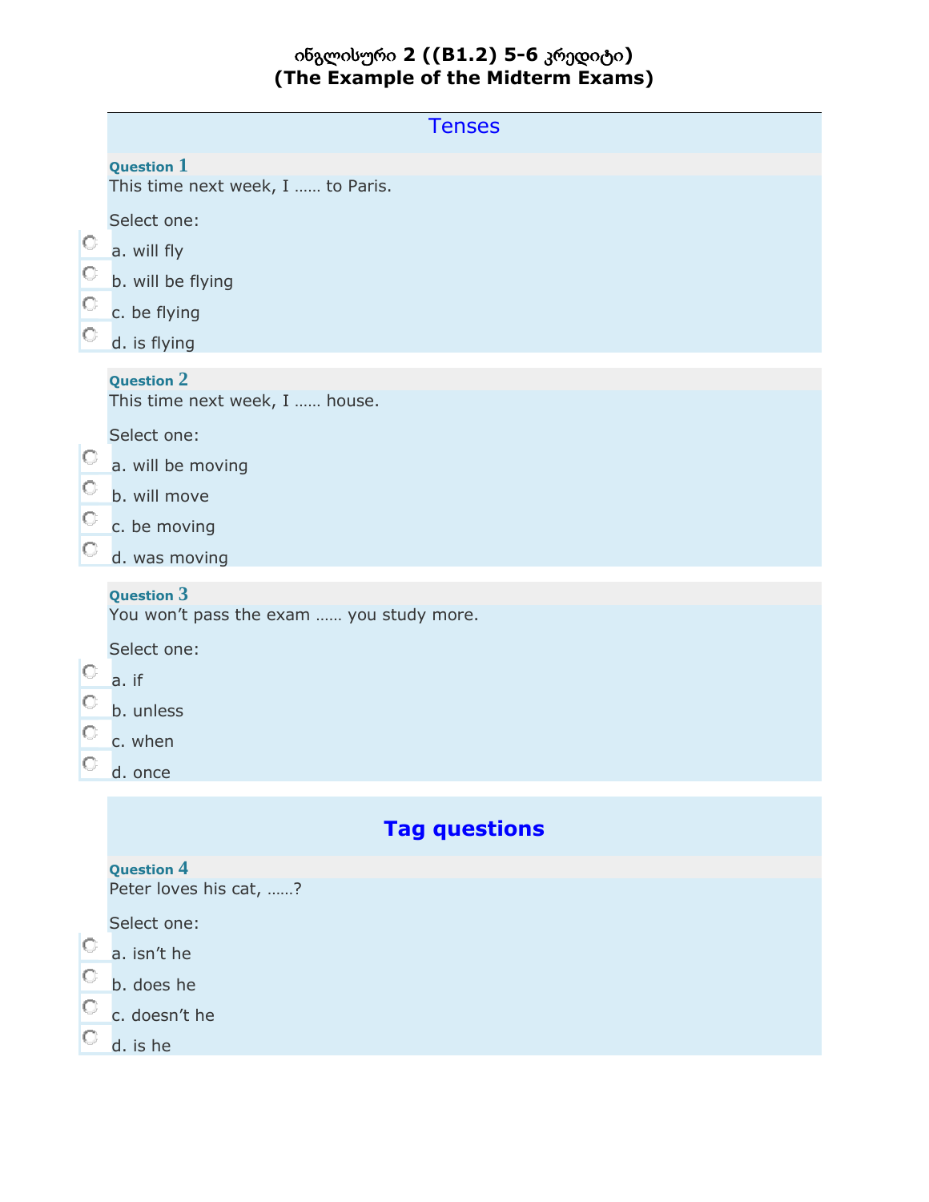# ინგლისური 2 ((B1.2) 5-6 კრედიტი)
# (The Example of the Midterm Exams)

## Tenses

**Question 1**

This time next week, I …… to Paris.

Select one:

- a. will fly
- b. will be flying
- c. be flying
- d. is flying

**Question 2**

This time next week, I …… house.

Select one:

- a. will be moving
- b. will move
- c. be moving
- d. was moving

**Question 3**

You won't pass the exam …… you study more.

Select one:

- a. if
- b. unless
- c. when
- d. once

## Tag questions

**Question 4**

Peter loves his cat, ……?

Select one:

- a. isn't he
- b. does he
- c. doesn't he
- d. is he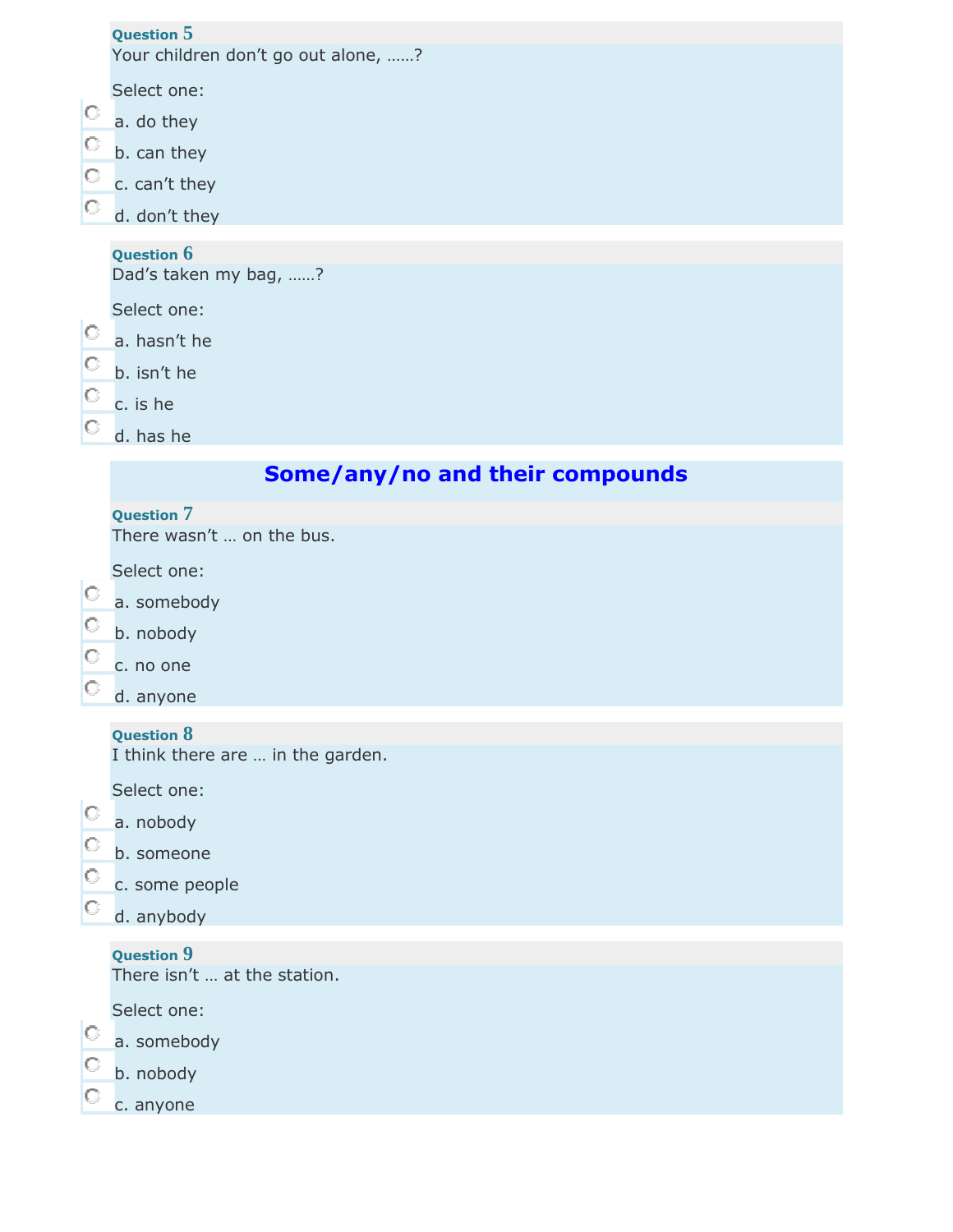**Question 5**

Your children don't go out alone, ……?

Select one:

- a. do they
- b. can they
- c. can't they
- d. don't they

**Question 6**

Dad's taken my bag, ……?

Select one:

- a. hasn't he
- b. isn't he
- c. is he
- d. has he

## Some/any/no and their compounds

**Question 7**

There wasn't … on the bus.

Select one:

- a. somebody
- b. nobody
- c. no one
- d. anyone

**Question 8**

I think there are … in the garden.

Select one:

- a. nobody
- b. someone
- c. some people
- d. anybody

**Question 9**

There isn't … at the station.

Select one:

- a. somebody
- b. nobody
- c. anyone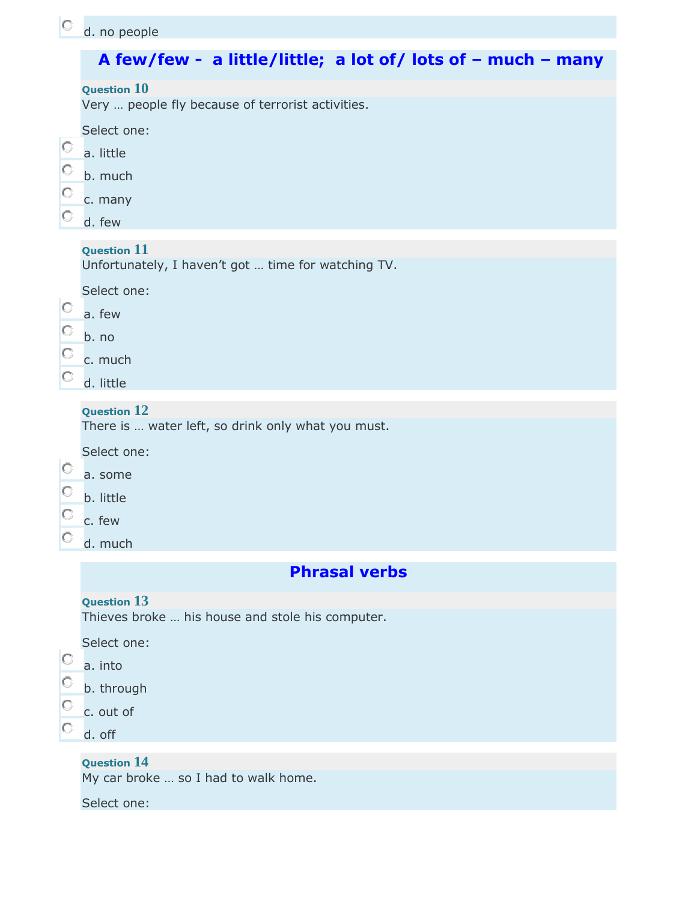d. no people

## A few/few - a little/little; a lot of/ lots of – much – many

**Question 10**

Very … people fly because of terrorist activities.

Select one:

a. little

b. much

c. many

d. few

**Question 11**

Unfortunately, I haven’t got … time for watching TV.

Select one:

a. few

b. no

c. much

d. little

**Question 12**

There is … water left, so drink only what you must.

Select one:

a. some

b. little

c. few

d. much

## Phrasal verbs

**Question 13**

Thieves broke … his house and stole his computer.

Select one:

a. into

b. through

c. out of

d. off

**Question 14**

My car broke … so I had to walk home.

Select one: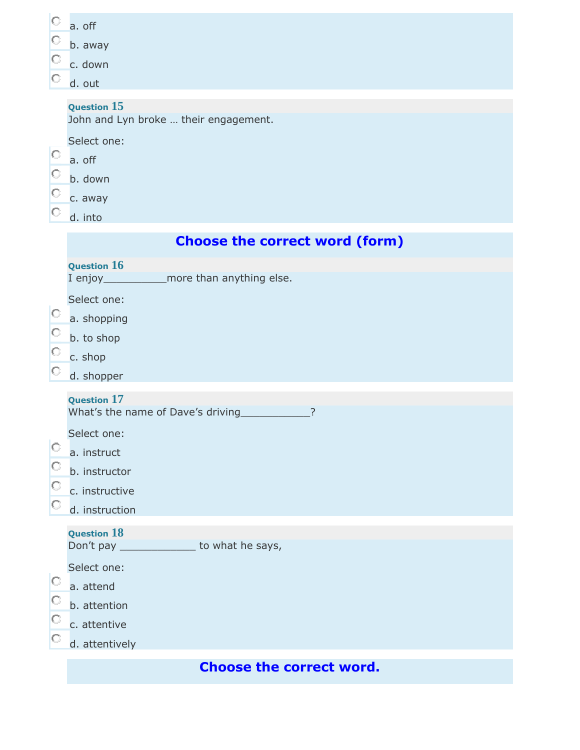a. off

b. away

c. down

d. out

**Question 15**

John and Lyn broke … their engagement.

Select one:

a. off

b. down

c. away

d. into

## Choose the correct word (form)

**Question 16**

I enjoy__________more than anything else.

Select one:

a. shopping

b. to shop

c. shop

d. shopper

**Question 17**

What's the name of Dave's driving___________?

Select one:

a. instruct

b. instructor

c. instructive

d. instruction

**Question 18**

Don't pay ____________ to what he says,

Select one:

a. attend

b. attention

c. attentive

d. attentively

## Choose the correct word.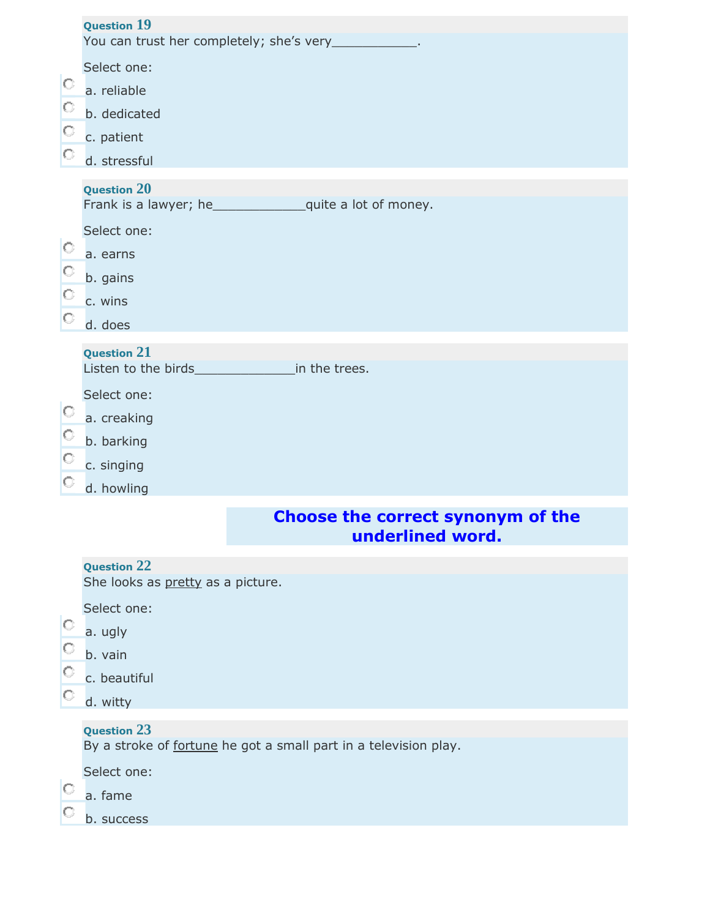**Question 19**

You can trust her completely; she's very___________.

Select one:

- a. reliable
- b. dedicated
- c. patient
- d. stressful

**Question 20**

Frank is a lawyer; he____________quite a lot of money.

Select one:

- a. earns
- b. gains
- c. wins
- d. does

**Question 21**

Listen to the birds_____________in the trees.

Select one:

- a. creaking
- b. barking
- c. singing
- d. howling

## Choose the correct synonym of the underlined word.

**Question 22**

She looks as <u>pretty</u> as a picture.

Select one:

- a. ugly
- b. vain
- c. beautiful
- d. witty

**Question 23**

By a stroke of <u>fortune</u> he got a small part in a television play.

Select one:

- a. fame
- b. success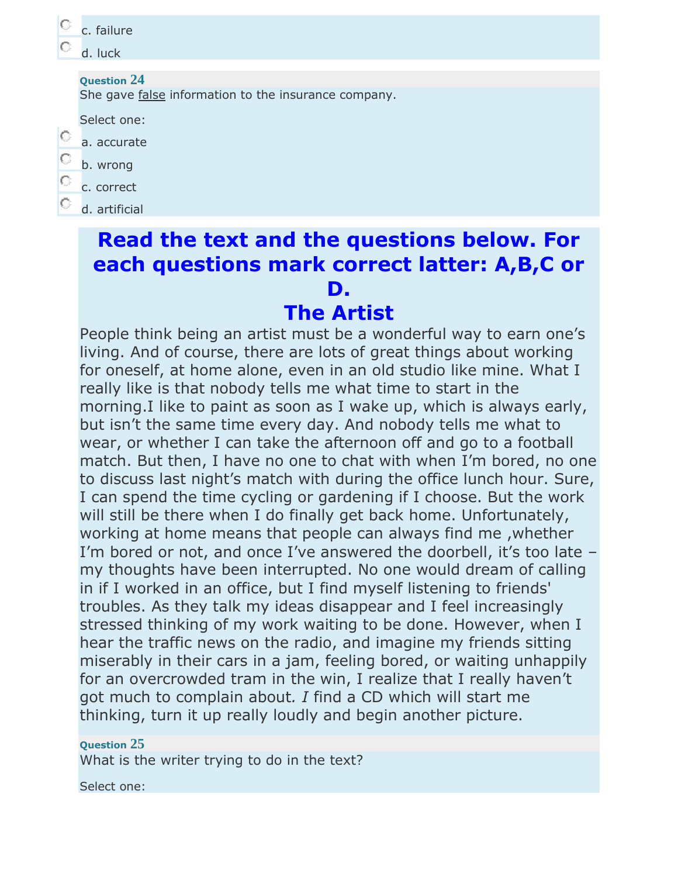c. failure

d. luck

**Question 24**

She gave false information to the insurance company.

Select one:

a. accurate

b. wrong

c. correct

d. artificial

## Read the text and the questions below. For each questions mark correct latter: A,B,C or D.

## The Artist

People think being an artist must be a wonderful way to earn one's living. And of course, there are lots of great things about working for oneself, at home alone, even in an old studio like mine. What I really like is that nobody tells me what time to start in the morning.I like to paint as soon as I wake up, which is always early, but isn't the same time every day. And nobody tells me what to wear, or whether I can take the afternoon off and go to a football match. But then, I have no one to chat with when I'm bored, no one to discuss last night's match with during the office lunch hour. Sure, I can spend the time cycling or gardening if I choose. But the work will still be there when I do finally get back home. Unfortunately, working at home means that people can always find me ,whether I'm bored or not, and once I've answered the doorbell, it's too late – my thoughts have been interrupted. No one would dream of calling in if I worked in an office, but I find myself listening to friends' troubles. As they talk my ideas disappear and I feel increasingly stressed thinking of my work waiting to be done. However, when I hear the traffic news on the radio, and imagine my friends sitting miserably in their cars in a jam, feeling bored, or waiting unhappily for an overcrowded tram in the win, I realize that I really haven't got much to complain about. *I* find a CD which will start me thinking, turn it up really loudly and begin another picture.

**Question 25**

What is the writer trying to do in the text?

Select one: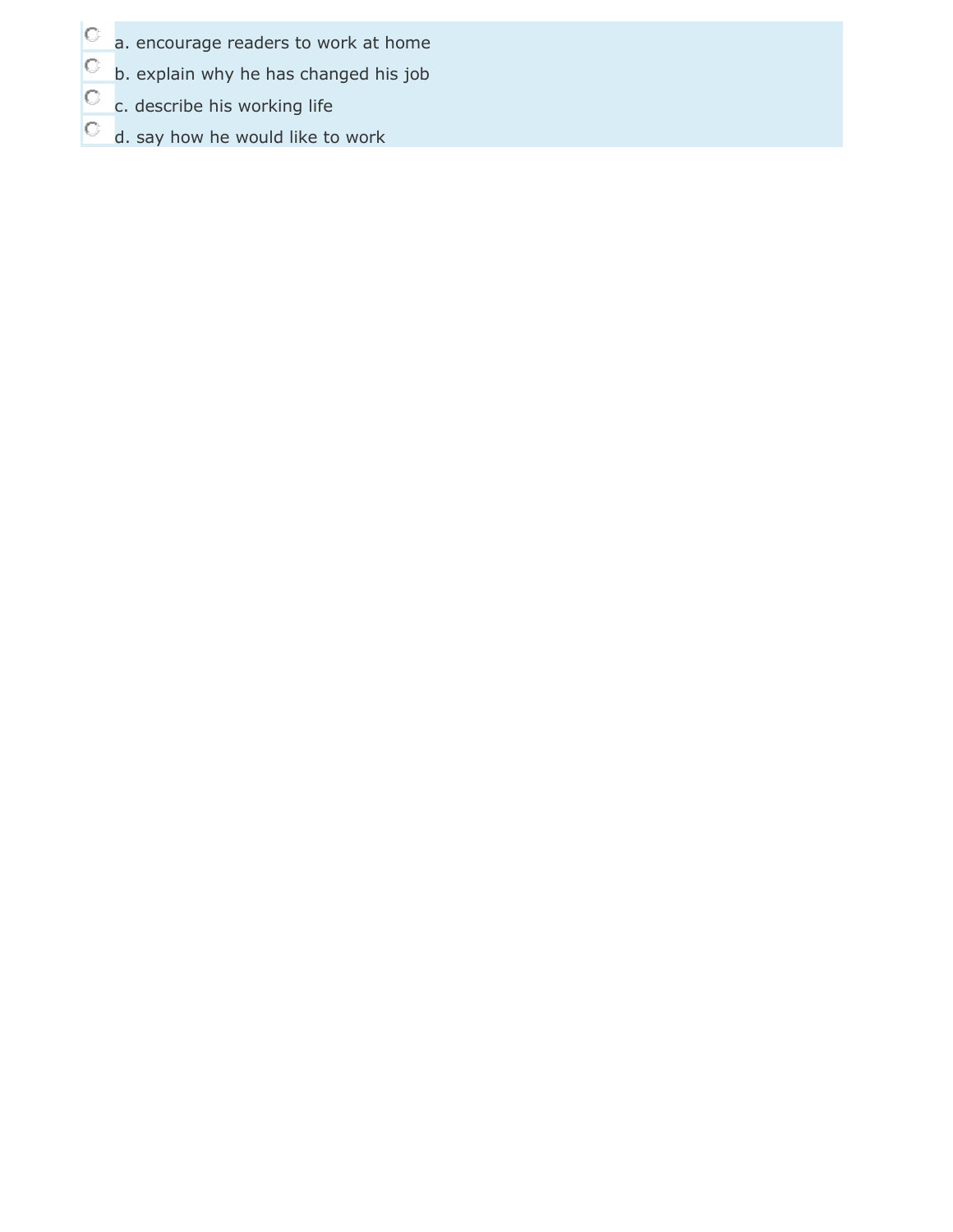- a. encourage readers to work at home
- b. explain why he has changed his job
- c. describe his working life
- d. say how he would like to work